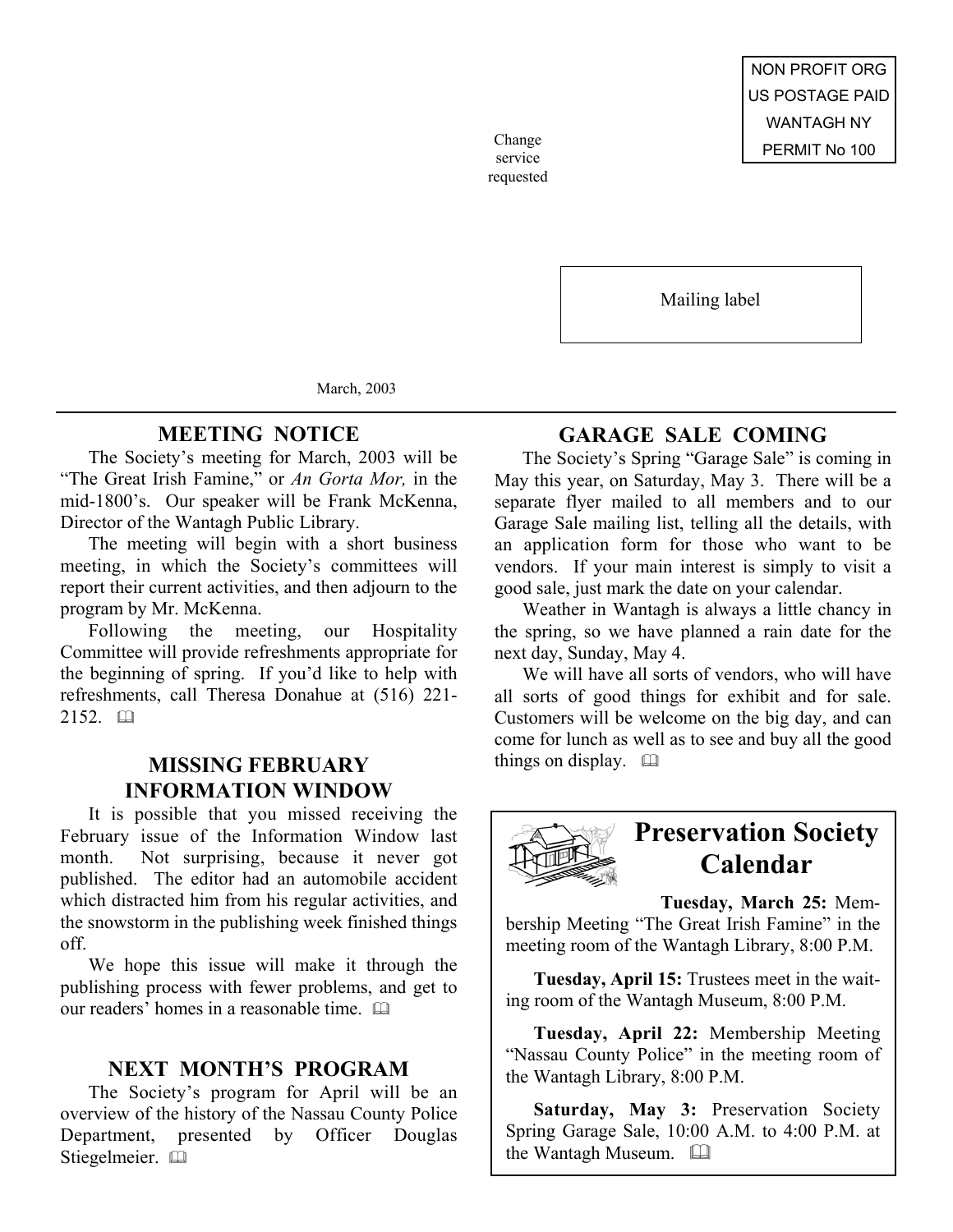NON PROFIT ORG
US POSTAGE PAID
WANTAGH NY
PERMIT No 100

Change service requested

Mailing label

March, 2003

## MEETING NOTICE

The Society's meeting for March, 2003 will be "The Great Irish Famine," or *An Gorta Mor,* in the mid-1800's. Our speaker will be Frank McKenna, Director of the Wantagh Public Library.

The meeting will begin with a short business meeting, in which the Society's committees will report their current activities, and then adjourn to the program by Mr. McKenna.

Following the meeting, our Hospitality Committee will provide refreshments appropriate for the beginning of spring. If you'd like to help with refreshments, call Theresa Donahue at (516) 221-2152.

## MISSING FEBRUARY INFORMATION WINDOW

It is possible that you missed receiving the February issue of the Information Window last month. Not surprising, because it never got published. The editor had an automobile accident which distracted him from his regular activities, and the snowstorm in the publishing week finished things off.

We hope this issue will make it through the publishing process with fewer problems, and get to our readers' homes in a reasonable time.

## NEXT MONTH'S PROGRAM

The Society's program for April will be an overview of the history of the Nassau County Police Department, presented by Officer Douglas Stiegelmeier.

## GARAGE SALE COMING

The Society's Spring "Garage Sale" is coming in May this year, on Saturday, May 3. There will be a separate flyer mailed to all members and to our Garage Sale mailing list, telling all the details, with an application form for those who want to be vendors. If your main interest is simply to visit a good sale, just mark the date on your calendar.

Weather in Wantagh is always a little chancy in the spring, so we have planned a rain date for the next day, Sunday, May 4.

We will have all sorts of vendors, who will have all sorts of good things for exhibit and for sale. Customers will be welcome on the big day, and can come for lunch as well as to see and buy all the good things on display.

## Preservation Society Calendar

**Tuesday, March 25:** Membership Meeting "The Great Irish Famine" in the meeting room of the Wantagh Library, 8:00 P.M.

**Tuesday, April 15:** Trustees meet in the waiting room of the Wantagh Museum, 8:00 P.M.

**Tuesday, April 22:** Membership Meeting "Nassau County Police" in the meeting room of the Wantagh Library, 8:00 P.M.

**Saturday, May 3:** Preservation Society Spring Garage Sale, 10:00 A.M. to 4:00 P.M. at the Wantagh Museum.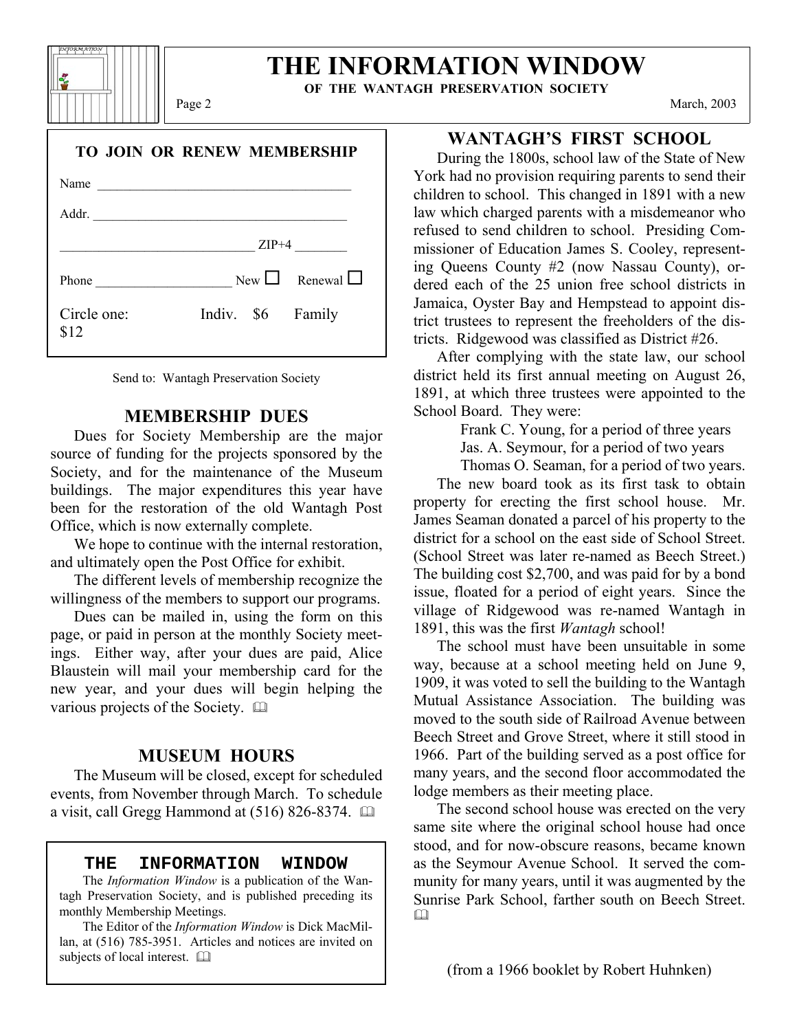# THE INFORMATION WINDOW

**OF THE WANTAGH PRESERVATION SOCIETY**

March, 2003

### TO JOIN OR RENEW MEMBERSHIP

Name ______________________________________

Addr. ______________________________________

______________________________ ZIP+4 ________

Phone ____________________ New ☐ Renewal ☐

Circle one: Indiv. $6 Family $12

Send to: Wantagh Preservation Society

## MEMBERSHIP DUES

Dues for Society Membership are the major source of funding for the projects sponsored by the Society, and for the maintenance of the Museum buildings. The major expenditures this year have been for the restoration of the old Wantagh Post Office, which is now externally complete.

We hope to continue with the internal restoration, and ultimately open the Post Office for exhibit.

The different levels of membership recognize the willingness of the members to support our programs.

Dues can be mailed in, using the form on this page, or paid in person at the monthly Society meetings. Either way, after your dues are paid, Alice Blaustein will mail your membership card for the new year, and your dues will begin helping the various projects of the Society. 🕮

## MUSEUM HOURS

The Museum will be closed, except for scheduled events, from November through March. To schedule a visit, call Gregg Hammond at (516) 826-8374. 🕮

### THE INFORMATION WINDOW

The *Information Window* is a publication of the Wantagh Preservation Society, and is published preceding its monthly Membership Meetings.

The Editor of the *Information Window* is Dick MacMillan, at (516) 785-3951. Articles and notices are invited on subjects of local interest. 🕮

## WANTAGH'S FIRST SCHOOL

During the 1800s, school law of the State of New York had no provision requiring parents to send their children to school. This changed in 1891 with a new law which charged parents with a misdemeanor who refused to send children to school. Presiding Commissioner of Education James S. Cooley, representing Queens County #2 (now Nassau County), ordered each of the 25 union free school districts in Jamaica, Oyster Bay and Hempstead to appoint district trustees to represent the freeholders of the districts. Ridgewood was classified as District #26.

After complying with the state law, our school district held its first annual meeting on August 26, 1891, at which three trustees were appointed to the School Board. They were:

Frank C. Young, for a period of three years
Jas. A. Seymour, for a period of two years
Thomas O. Seaman, for a period of two years.

The new board took as its first task to obtain property for erecting the first school house. Mr. James Seaman donated a parcel of his property to the district for a school on the east side of School Street. (School Street was later re-named as Beech Street.) The building cost $2,700, and was paid for by a bond issue, floated for a period of eight years. Since the village of Ridgewood was re-named Wantagh in 1891, this was the first *Wantagh* school!

The school must have been unsuitable in some way, because at a school meeting held on June 9, 1909, it was voted to sell the building to the Wantagh Mutual Assistance Association. The building was moved to the south side of Railroad Avenue between Beech Street and Grove Street, where it still stood in 1966. Part of the building served as a post office for many years, and the second floor accommodated the lodge members as their meeting place.

The second school house was erected on the very same site where the original school house had once stood, and for now-obscure reasons, became known as the Seymour Avenue School. It served the community for many years, until it was augmented by the Sunrise Park School, farther south on Beech Street. 🕮

(from a 1966 booklet by Robert Huhnken)